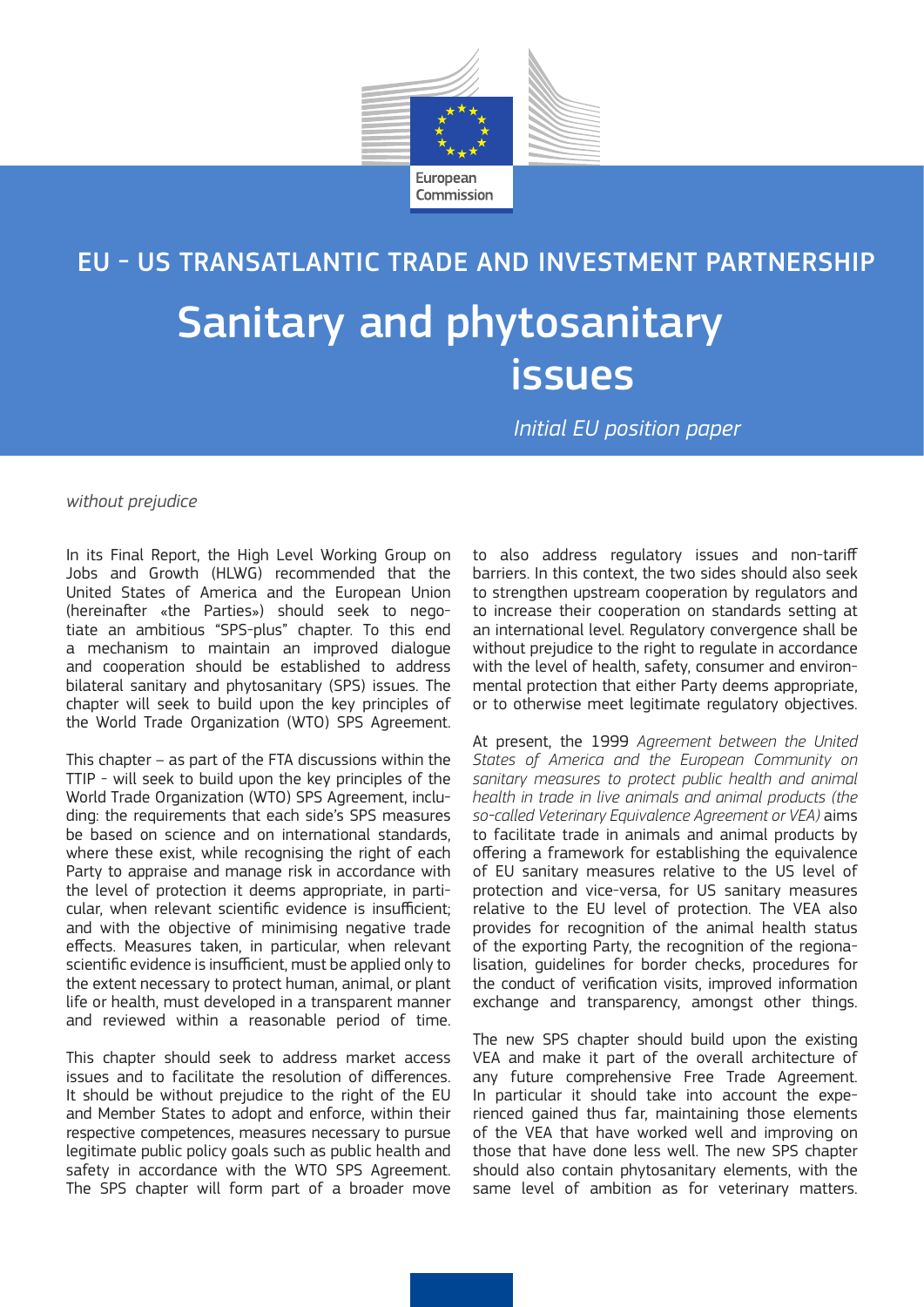European Commission

EU - US TRANSATLANTIC TRADE AND INVESTMENT PARTNERSHIP

# Sanitary and phytosanitary issues

*Initial EU position paper*

*without prejudice*

In its Final Report, the High Level Working Group on Jobs and Growth (HLWG) recommended that the United States of America and the European Union (hereinafter «the Parties») should seek to negotiate an ambitious "SPS-plus" chapter. To this end a mechanism to maintain an improved dialogue and cooperation should be established to address bilateral sanitary and phytosanitary (SPS) issues. The chapter will seek to build upon the key principles of the World Trade Organization (WTO) SPS Agreement.

This chapter – as part of the FTA discussions within the TTIP - will seek to build upon the key principles of the World Trade Organization (WTO) SPS Agreement, including: the requirements that each side's SPS measures be based on science and on international standards, where these exist, while recognising the right of each Party to appraise and manage risk in accordance with the level of protection it deems appropriate, in particular, when relevant scientific evidence is insufficient; and with the objective of minimising negative trade effects. Measures taken, in particular, when relevant scientific evidence is insufficient, must be applied only to the extent necessary to protect human, animal, or plant life or health, must developed in a transparent manner and reviewed within a reasonable period of time.

This chapter should seek to address market access issues and to facilitate the resolution of differences. It should be without prejudice to the right of the EU and Member States to adopt and enforce, within their respective competences, measures necessary to pursue legitimate public policy goals such as public health and safety in accordance with the WTO SPS Agreement. The SPS chapter will form part of a broader move to also address regulatory issues and non-tariff barriers. In this context, the two sides should also seek to strengthen upstream cooperation by regulators and to increase their cooperation on standards setting at an international level. Regulatory convergence shall be without prejudice to the right to regulate in accordance with the level of health, safety, consumer and environmental protection that either Party deems appropriate, or to otherwise meet legitimate regulatory objectives.

At present, the 1999 *Agreement between the United States of America and the European Community on sanitary measures to protect public health and animal health in trade in live animals and animal products (the so-called Veterinary Equivalence Agreement or VEA)* aims to facilitate trade in animals and animal products by offering a framework for establishing the equivalence of EU sanitary measures relative to the US level of protection and vice-versa, for US sanitary measures relative to the EU level of protection. The VEA also provides for recognition of the animal health status of the exporting Party, the recognition of the regionalisation, guidelines for border checks, procedures for the conduct of verification visits, improved information exchange and transparency, amongst other things.

The new SPS chapter should build upon the existing VEA and make it part of the overall architecture of any future comprehensive Free Trade Agreement. In particular it should take into account the experienced gained thus far, maintaining those elements of the VEA that have worked well and improving on those that have done less well. The new SPS chapter should also contain phytosanitary elements, with the same level of ambition as for veterinary matters.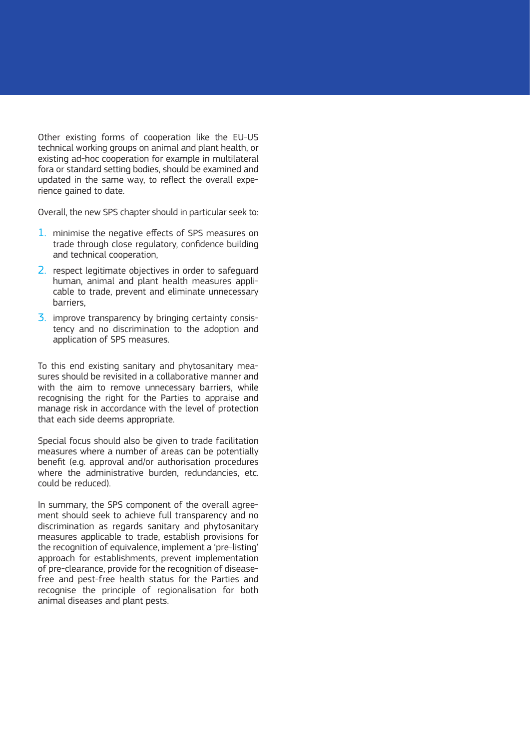Other existing forms of cooperation like the EU-US technical working groups on animal and plant health, or existing ad-hoc cooperation for example in multilateral fora or standard setting bodies, should be examined and updated in the same way, to reflect the overall experience gained to date.

Overall, the new SPS chapter should in particular seek to:

1. minimise the negative effects of SPS measures on trade through close regulatory, confidence building and technical cooperation,
2. respect legitimate objectives in order to safeguard human, animal and plant health measures applicable to trade, prevent and eliminate unnecessary barriers,
3. improve transparency by bringing certainty consistency and no discrimination to the adoption and application of SPS measures.

To this end existing sanitary and phytosanitary measures should be revisited in a collaborative manner and with the aim to remove unnecessary barriers, while recognising the right for the Parties to appraise and manage risk in accordance with the level of protection that each side deems appropriate.

Special focus should also be given to trade facilitation measures where a number of areas can be potentially benefit (e.g. approval and/or authorisation procedures where the administrative burden, redundancies, etc. could be reduced).

In summary, the SPS component of the overall agreement should seek to achieve full transparency and no discrimination as regards sanitary and phytosanitary measures applicable to trade, establish provisions for the recognition of equivalence, implement a 'pre-listing' approach for establishments, prevent implementation of pre-clearance, provide for the recognition of disease-free and pest-free health status for the Parties and recognise the principle of regionalisation for both animal diseases and plant pests.